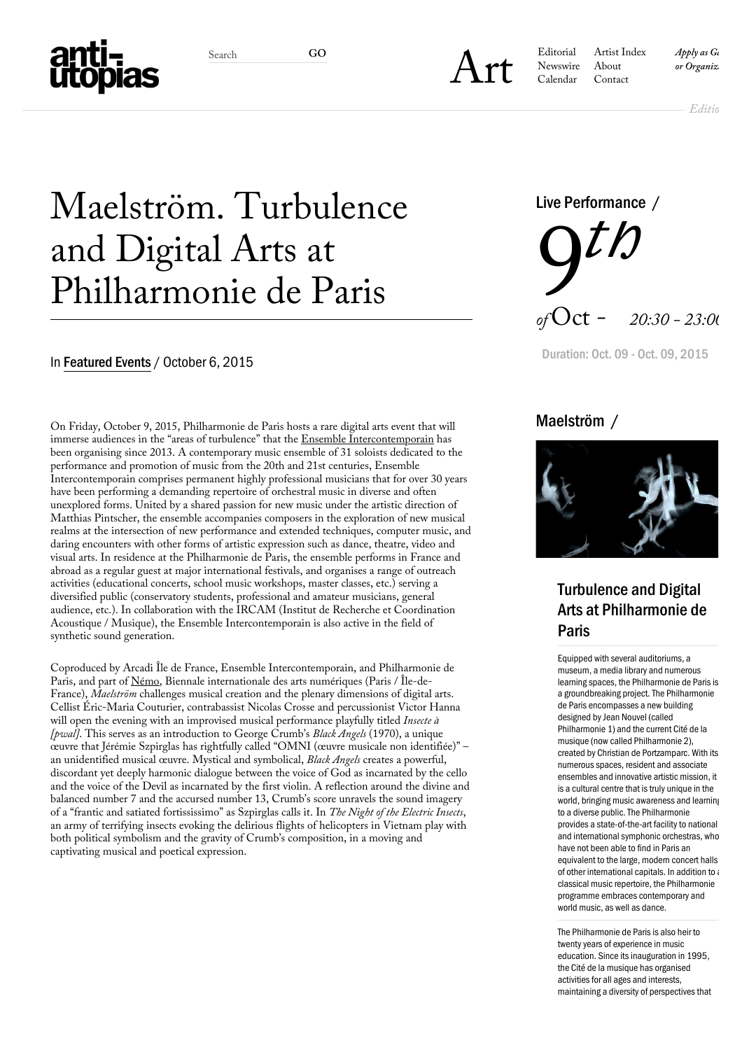# Maelström. Turbulence and Digital Arts at Philharmonie de Paris

In Featured Events / October 6, 2015

On Friday, October 9, 2015, Philharmonie de Paris hosts a rare digital arts event that will immerse audiences in the "areas of turbulence" that the Ensemble Intercontemporain has been organising since 2013. A contemporary music ensemble of 31 soloists dedicated to the performance and promotion of music from the 20th and 21st centuries, Ensemble Intercontemporain comprises permanent highly professional musicians that for over 30 years have been performing a demanding repertoire of orchestral music in diverse and often unexplored forms. United by a shared passion for new music under the artistic direction of Matthias Pintscher, the ensemble accompanies composers in the exploration of new musical realms at the intersection of new performance and extended techniques, computer music, and daring encounters with other forms of artistic expression such as dance, theatre, video and visual arts. In residence at the Philharmonie de Paris, the ensemble performs in France and abroad as a regular guest at major international festivals, and organises a range of outreach activities (educational concerts, school music workshops, master classes, etc.) serving a diversified public (conservatory students, professional and amateur musicians, general audience, etc.). In collaboration with the IRCAM (Institut de Recherche et Coordination Acoustique / Musique), the Ensemble Intercontemporain is also active in the field of synthetic sound generation.

Coproduced by Arcadi Île de France, Ensemble Intercontemporain, and Philharmonie de Paris, and part of Némo, Biennale internationale des arts numériques (Paris / Île-de-France), *Maelström* challenges musical creation and the plenary dimensions of digital arts. Cellist Éric-Maria Couturier, contrabassist Nicolas Crosse and percussionist Victor Hanna will open the evening with an improvised musical performance playfully titled *Insecte à [pwal]*. This serves as an introduction to George Crumb's *Black Angels* (1970), a unique œuvre that Jérémie Szpirglas has rightfully called "OMNI (œuvre musicale non identifiée)" – an unidentified musical œuvre. Mystical and symbolical, *Black Angels* creates a powerful, discordant yet deeply harmonic dialogue between the voice of God as incarnated by the cello and the voice of the Devil as incarnated by the first violin. A reflection around the divine and balanced number 7 and the accursed number 13, Crumb's score unravels the sound imagery of a "frantic and satiated fortississimo" as Szpirglas calls it. In *The Night of the Electric Insects*, an army of terrifying insects evoking the delirious flights of helicopters in Vietnam play with both political symbolism and the gravity of Crumb's composition, in a moving and captivating musical and poetical expression.

Live Performance /

9th of Oct - 20:30 – 23:00

Duration: Oct. 09 - Oct. 09, 2015

## Maelström /

### Turbulence and Digital Arts at Philharmonie de Paris

Equipped with several auditoriums, a museum, a media library and numerous learning spaces, the Philharmonie de Paris is a groundbreaking project. The Philharmonie de Paris encompasses a new building designed by Jean Nouvel (called Philharmonie 1) and the current Cité de la musique (now called Philharmonie 2), created by Christian de Portzamparc. With its numerous spaces, resident and associate ensembles and innovative artistic mission, it is a cultural centre that is truly unique in the world, bringing music awareness and learning to a diverse public. The Philharmonie provides a state-of-the-art facility to national and international symphonic orchestras, who have not been able to find in Paris an equivalent to the large, modern concert halls of other international capitals. In addition to a classical music repertoire, the Philharmonie programme embraces contemporary and world music, as well as dance.

The Philharmonie de Paris is also heir to twenty years of experience in music education. Since its inauguration in 1995, the Cité de la musique has organised activities for all ages and interests, maintaining a diversity of perspectives that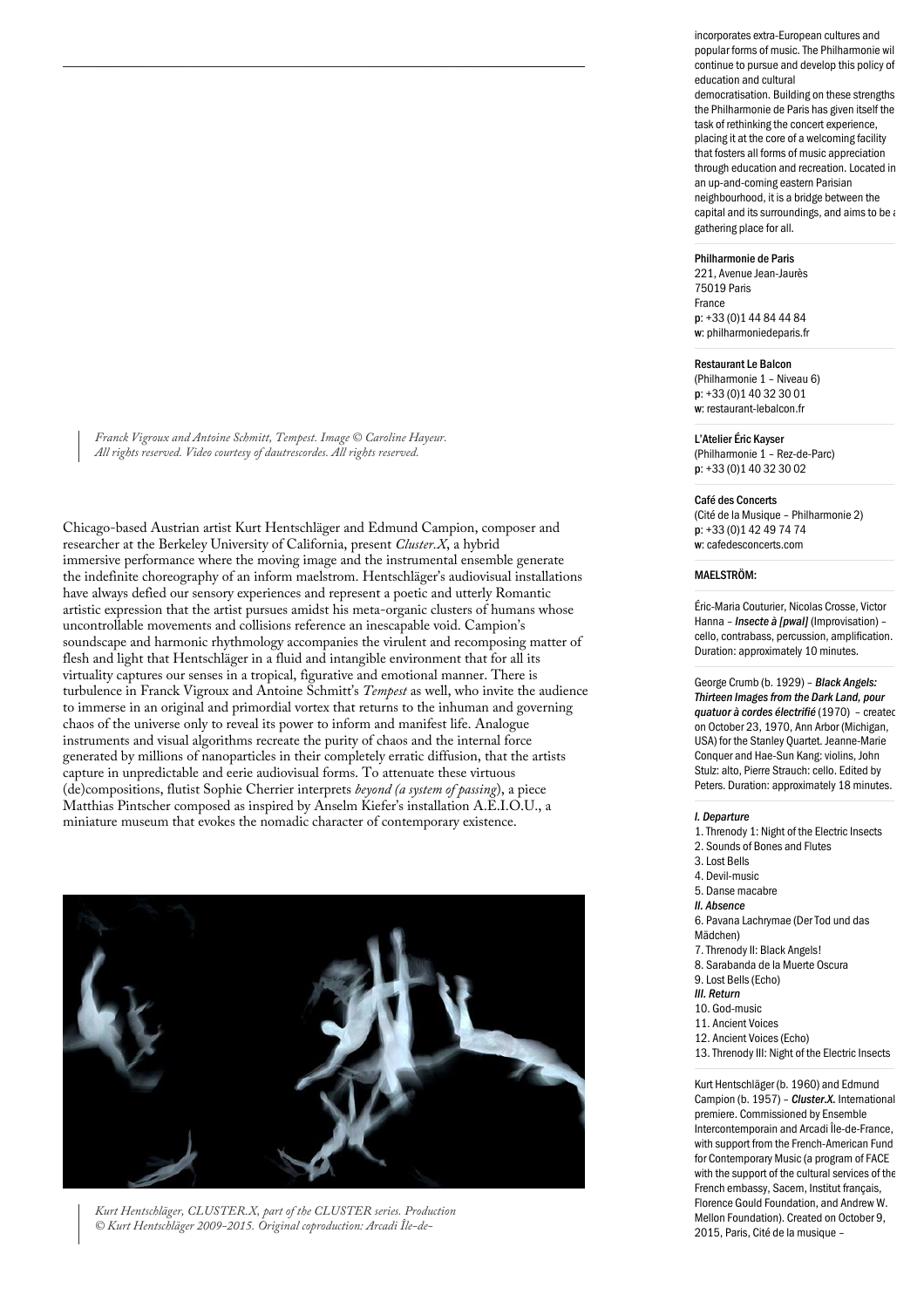*Franck Vigroux and Antoine Schmitt, Tempest. Image © Caroline Hayeur. All rights reserved. Video courtesy of dautrescordes. All rights reserved.*

Chicago-based Austrian artist Kurt Hentschläger and Edmund Campion, composer and researcher at the Berkeley University of California, present *Cluster.X*, a hybrid immersive performance where the moving image and the instrumental ensemble generate the indefinite choreography of an inform maelstrom. Hentschläger's audiovisual installations have always defied our sensory experiences and represent a poetic and utterly Romantic artistic expression that the artist pursues amidst his meta-organic clusters of humans whose uncontrollable movements and collisions reference an inescapable void. Campion's soundscape and harmonic rhythmology accompanies the virulent and recomposing matter of flesh and light that Hentschläger in a fluid and intangible environment that for all its virtuality captures our senses in a tropical, figurative and emotional manner. There is turbulence in Franck Vigroux and Antoine Schmitt's *Tempest* as well, who invite the audience to immerse in an original and primordial vortex that returns to the inhuman and governing chaos of the universe only to reveal its power to inform and manifest life. Analogue instruments and visual algorithms recreate the purity of chaos and the internal force generated by millions of nanoparticles in their completely erratic diffusion, that the artists capture in unpredictable and eerie audiovisual forms. To attenuate these virtuous (de)compositions, flutist Sophie Cherrier interprets *beyond (a system of passing)*, a piece Matthias Pintscher composed as inspired by Anselm Kiefer's installation A.E.I.O.U., a miniature museum that evokes the nomadic character of contemporary existence.

*Kurt Hentschläger, CLUSTER.X, part of the CLUSTER series. Production © Kurt Hentschläger 2009-2015. Original coproduction: Arcadi Île-de-*

incorporates extra-European cultures and popular forms of music. The Philharmonie wil continue to pursue and develop this policy of education and cultural democratisation. Building on these strengths the Philharmonie de Paris has given itself the task of rethinking the concert experience, placing it at the core of a welcoming facility that fosters all forms of music appreciation through education and recreation. Located in an up-and-coming eastern Parisian neighbourhood, it is a bridge between the capital and its surroundings, and aims to be a gathering place for all.

**Philharmonie de Paris**
221, Avenue Jean-Jaurès
75019 Paris
France
**p**: +33 (0)1 44 84 44 84
**w**: philharmoniedeparis.fr

**Restaurant Le Balcon**
(Philharmonie 1 – Niveau 6)
**p**: +33 (0)1 40 32 30 01
**w**: restaurant-lebalcon.fr

**L'Atelier Éric Kayser**
(Philharmonie 1 – Rez-de-Parc)
**p**: +33 (0)1 40 32 30 02

**Café des Concerts**
(Cité de la Musique – Philharmonie 2)
**p**: +33 (0)1 42 49 74 74
**w**: cafedesconcerts.com

**MAELSTRÖM:**

Éric-Maria Couturier, Nicolas Crosse, Victor Hanna – ***Insecte à [pwal]*** (Improvisation) – cello, contrabass, percussion, amplification. Duration: approximately 10 minutes.

George Crumb (b. 1929) – ***Black Angels: Thirteen Images from the Dark Land, pour quatuor à cordes électrifié*** (1970) – created on October 23, 1970, Ann Arbor (Michigan, USA) for the Stanley Quartet. Jeanne-Marie Conquer and Hae-Sun Kang: violins, John Stulz: alto, Pierre Strauch: cello. Edited by Peters. Duration: approximately 18 minutes.

***I. Departure***
1. Threnody 1: Night of the Electric Insects
2. Sounds of Bones and Flutes
3. Lost Bells
4. Devil-music
5. Danse macabre

***II. Absence***
6. Pavana Lachrymae (Der Tod und das Mädchen)
7. Threnody II: Black Angels!
8. Sarabanda de la Muerte Oscura
9. Lost Bells (Echo)

***III. Return***
10. God-music
11. Ancient Voices
12. Ancient Voices (Echo)
13. Threnody III: Night of the Electric Insects

Kurt Hentschläger (b. 1960) and Edmund Campion (b. 1957) – ***Cluster.X.*** International premiere. Commissioned by Ensemble Intercontemporain and Arcadi Île-de-France, with support from the French-American Fund for Contemporary Music (a program of FACE with the support of the cultural services of the French embassy, Sacem, Institut français, Florence Gould Foundation, and Andrew W. Mellon Foundation). Created on October 9, 2015, Paris, Cité de la musique –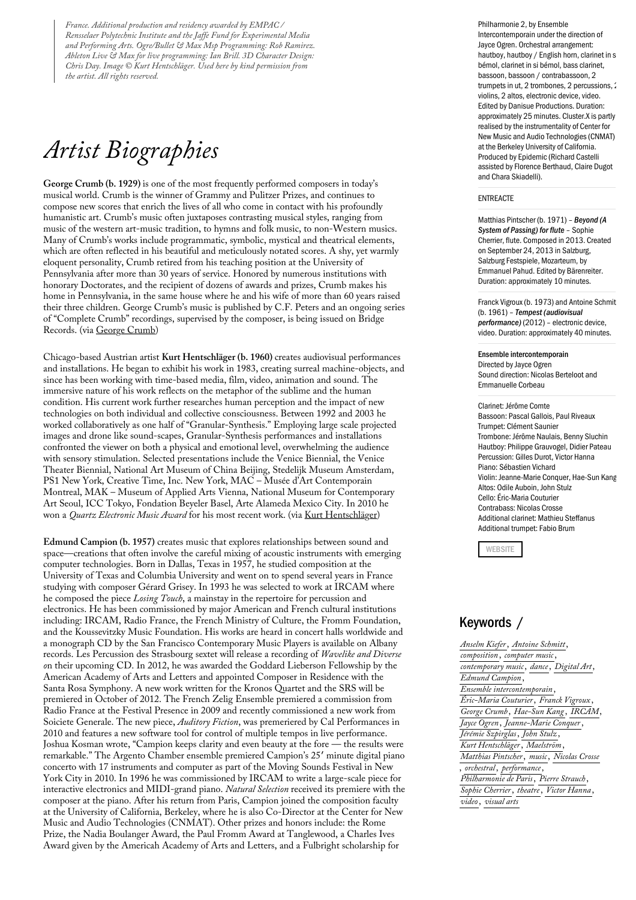*France. Additional production and residency awarded by EMPAC / Rensselaer Polytechnic Institute and the Jaffe Fund for Experimental Media and Performing Arts. Ogre/Bullet & Max Msp Programming: Rob Ramirez. Ableton Live & Max for live programming: Ian Brill. 3D Character Design: Chris Day. Image © Kurt Hentschläger. Used here by kind permission from the artist. All rights reserved.*

# *Artist Biographies*

**George Crumb (b. 1929)** is one of the most frequently performed composers in today's musical world. Crumb is the winner of Grammy and Pulitzer Prizes, and continues to compose new scores that enrich the lives of all who come in contact with his profoundly humanistic art. Crumb's music often juxtaposes contrasting musical styles, ranging from music of the western art-music tradition, to hymns and folk music, to non-Western musics. Many of Crumb's works include programmatic, symbolic, mystical and theatrical elements, which are often reflected in his beautiful and meticulously notated scores. A shy, yet warmly eloquent personality, Crumb retired from his teaching position at the University of Pennsylvania after more than 30 years of service. Honored by numerous institutions with honorary Doctorates, and the recipient of dozens of awards and prizes, Crumb makes his home in Pennsylvania, in the same house where he and his wife of more than 60 years raised their three children. George Crumb's music is published by C.F. Peters and an ongoing series of "Complete Crumb" recordings, supervised by the composer, is being issued on Bridge Records. (via George Crumb)

Chicago-based Austrian artist **Kurt Hentschläger (b. 1960)** creates audiovisual performances and installations. He began to exhibit his work in 1983, creating surreal machine-objects, and since has been working with time-based media, film, video, animation and sound. The immersive nature of his work reflects on the metaphor of the sublime and the human condition. His current work further researches human perception and the impact of new technologies on both individual and collective consciousness. Between 1992 and 2003 he worked collaboratively as one half of "Granular-Synthesis." Employing large scale projected images and drone like sound-scapes, Granular-Synthesis performances and installations confronted the viewer on both a physical and emotional level, overwhelming the audience with sensory stimulation. Selected presentations include the Venice Biennial, the Venice Theater Biennial, National Art Museum of China Beijing, Stedelijk Museum Amsterdam, PS1 New York, Creative Time, Inc. New York, MAC – Musée d'Art Contemporain Montreal, MAK – Museum of Applied Arts Vienna, National Museum for Contemporary Art Seoul, ICC Tokyo, Fondation Beyeler Basel, Arte Alameda Mexico City. In 2010 he won a *Quartz Electronic Music Award* for his most recent work. (via Kurt Hentschläger)

**Edmund Campion (b. 1957)** creates music that explores relationships between sound and space—creations that often involve the careful mixing of acoustic instruments with emerging computer technologies. Born in Dallas, Texas in 1957, he studied composition at the University of Texas and Columbia University and went on to spend several years in France studying with composer Gérard Grisey. In 1993 he was selected to work at IRCAM where he composed the piece *Losing Touch*, a mainstay in the repertoire for percussion and electronics. He has been commissioned by major American and French cultural institutions including: IRCAM, Radio France, the French Ministry of Culture, the Fromm Foundation, and the Koussevitzky Music Foundation. His works are heard in concert halls worldwide and a monograph CD by the San Francisco Contemporary Music Players is available on Albany records. Les Percussion des Strasbourg sextet will release a recording of *Wavelike and Diverse o*n their upcoming CD. In 2012, he was awarded the Goddard Lieberson Fellowship by the American Academy of Arts and Letters and appointed Composer in Residence with the Santa Rosa Symphony. A new work written for the Kronos Quartet and the SRS will be premiered in October of 2012. The French Zelig Ensemble premiered a commission from Radio France at the Festival Presence in 2009 and recently commissioned a new work from Soiciete Generale. The new piece, *Auditory Fiction*, was premeriered by Cal Performances in 2010 and features a new software tool for control of multiple tempos in live performance. Joshua Kosman wrote, "Campion keeps clarity and even beauty at the fore — the results were remarkable." The Argento Chamber ensemble premiered Campion's 25′ minute digital piano concerto with 17 instruments and computer as part of the Moving Sounds Festival in New York City in 2010. In 1996 he was commissioned by IRCAM to write a large-scale piece for interactive electronics and MIDI-grand piano. *Natural Selection* received its premiere with the composer at the piano. After his return from Paris, Campion joined the composition faculty at the University of California, Berkeley, where he is also Co-Director at the Center for New Music and Audio Technologies (CNMAT). Other prizes and honors include: the Rome Prize, the Nadia Boulanger Award, the Paul Fromm Award at Tanglewood, a Charles Ives Award given by the Americah Academy of Arts and Letters, and a Fulbright scholarship for

Philharmonie 2, by Ensemble Intercontemporain under the direction of Jayce Ogren. Orchestral arrangement: hautboy, hautboy / English horn, clarinet in s bémol, clarinet in si bémol, bass clarinet, bassoon, bassoon / contrabassoon, 2 trumpets in ut, 2 trombones, 2 percussions, 2 violins, 2 altos, electronic device, video. Edited by Danisue Productions. Duration: approximately 25 minutes. Cluster.X is partly realised by the instrumentality of Center for New Music and Audio Technologies (CNMAT) at the Berkeley University of California. Produced by Epidemic (Richard Castelli assisted by Florence Berthaud, Claire Dugot and Chara Skiadelli).

ENTREACTE

Matthias Pintscher (b. 1971) – ***Beyond (A System of Passing) for flute*** – Sophie Cherrier, flute. Composed in 2013. Created on September 24, 2013 in Salzburg, Salzburg Festspiele, Mozarteum, by Emmanuel Pahud. Edited by Bärenreiter. Duration: approximately 10 minutes.

Franck Vigroux (b. 1973) and Antoine Schmitt (b. 1961) – ***Tempest (audiovisual performance)*** (2012) – electronic device, video. Duration: approximately 40 minutes.

**Ensemble intercontemporain**
Directed by Jayce Ogren
Sound direction: Nicolas Berteloot and Emmanuelle Corbeau

Clarinet: Jérôme Comte
Bassoon: Pascal Gallois, Paul Riveaux
Trumpet: Clément Saunier
Trombone: Jérôme Naulais, Benny Sluchin
Hautboy: Philippe Grauvogel, Didier Pateau
Percussion: Gilles Durot, Victor Hanna
Piano: Sébastien Vichard
Violin: Jeanne-Marie Conquer, Hae-Sun Kang
Altos: Odile Auboin, John Stulz
Cello: Éric-Maria Couturier
Contrabass: Nicolas Crosse
Additional clarinet: Mathieu Steffanus
Additional trumpet: Fabio Brum

WEBSITE

## Keywords /

*Anselm Kiefer*, *Antoine Schmitt*, *composition*, *computer music*, *contemporary music*, *dance*, *Digital Art*, *Edmund Campion*, *Ensemble intercontemporain*, *Éric-Maria Couturier*, *Franck Vigroux*, *George Crumb*, *Hae-Sun Kang*, *IRCAM*, *Jayce Ogren*, *Jeanne-Marie Conquer*, *Jérémie Szpirglas*, *John Stulz*, *Kurt Hentschläger*, *Maelström*, *Matthias Pintscher*, *music*, *Nicolas Crosse*, *orchestral*, *performance*, *Philharmonie de Paris*, *Pierre Strauch*, *Sophie Cherrier*, *theatre*, *Victor Hanna*, *video*, *visual arts*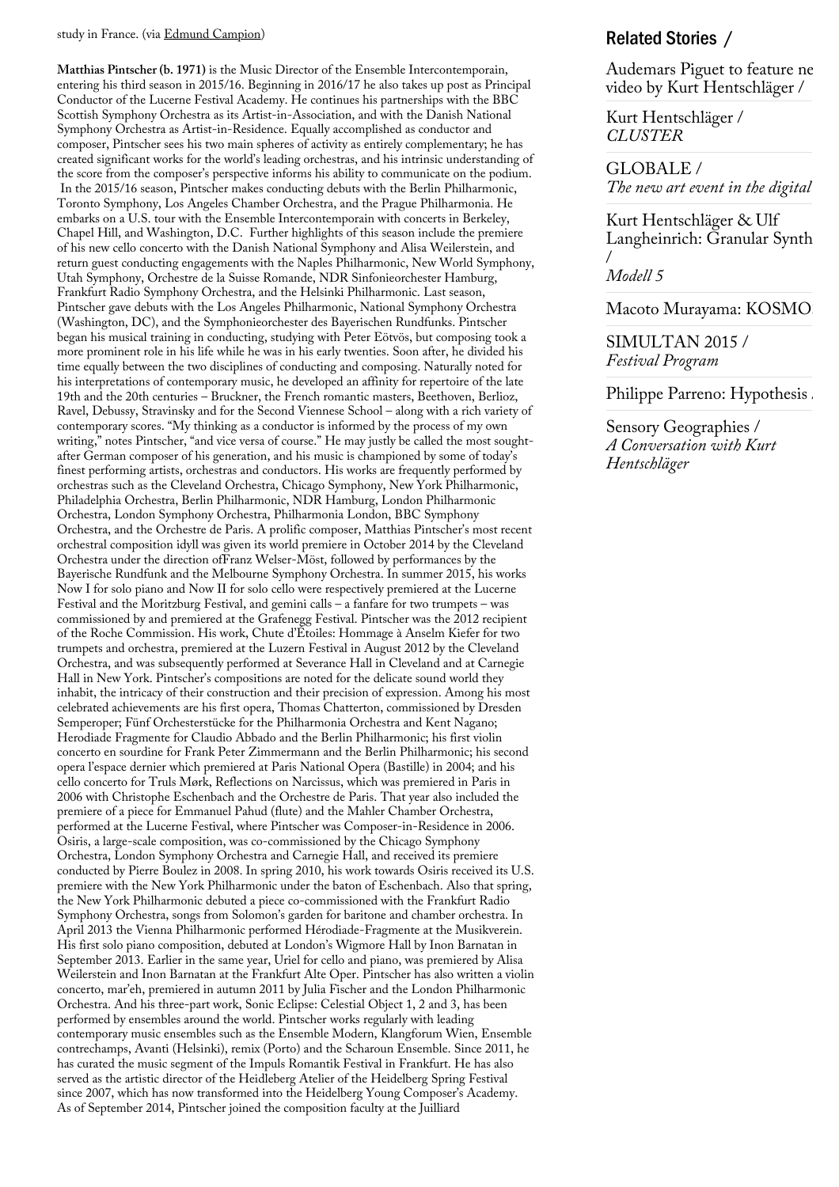study in France. (via Edmund Campion)

**Matthias Pintscher (b. 1971)** is the Music Director of the Ensemble Intercontemporain, entering his third season in 2015/16. Beginning in 2016/17 he also takes up post as Principal Conductor of the Lucerne Festival Academy. He continues his partnerships with the BBC Scottish Symphony Orchestra as its Artist-in-Association, and with the Danish National Symphony Orchestra as Artist-in-Residence. Equally accomplished as conductor and composer, Pintscher sees his two main spheres of activity as entirely complementary; he has created significant works for the world's leading orchestras, and his intrinsic understanding of the score from the composer's perspective informs his ability to communicate on the podium. In the 2015/16 season, Pintscher makes conducting debuts with the Berlin Philharmonic, Toronto Symphony, Los Angeles Chamber Orchestra, and the Prague Philharmonia. He embarks on a U.S. tour with the Ensemble Intercontemporain with concerts in Berkeley, Chapel Hill, and Washington, D.C. Further highlights of this season include the premiere of his new cello concerto with the Danish National Symphony and Alisa Weilerstein, and return guest conducting engagements with the Naples Philharmonic, New World Symphony, Utah Symphony, Orchestre de la Suisse Romande, NDR Sinfonieorchester Hamburg, Frankfurt Radio Symphony Orchestra, and the Helsinki Philharmonic. Last season, Pintscher gave debuts with the Los Angeles Philharmonic, National Symphony Orchestra (Washington, DC), and the Symphonieorchester des Bayerischen Rundfunks. Pintscher began his musical training in conducting, studying with Peter Eötvös, but composing took a more prominent role in his life while he was in his early twenties. Soon after, he divided his time equally between the two disciplines of conducting and composing. Naturally noted for his interpretations of contemporary music, he developed an affinity for repertoire of the late 19th and the 20th centuries – Bruckner, the French romantic masters, Beethoven, Berlioz, Ravel, Debussy, Stravinsky and for the Second Viennese School – along with a rich variety of contemporary scores. "My thinking as a conductor is informed by the process of my own writing," notes Pintscher, "and vice versa of course." He may justly be called the most sought-after German composer of his generation, and his music is championed by some of today's finest performing artists, orchestras and conductors. His works are frequently performed by orchestras such as the Cleveland Orchestra, Chicago Symphony, New York Philharmonic, Philadelphia Orchestra, Berlin Philharmonic, NDR Hamburg, London Philharmonic Orchestra, London Symphony Orchestra, Philharmonia London, BBC Symphony Orchestra, and the Orchestre de Paris. A prolific composer, Matthias Pintscher's most recent orchestral composition idyll was given its world premiere in October 2014 by the Cleveland Orchestra under the direction ofFranz Welser-Möst, followed by performances by the Bayerische Rundfunk and the Melbourne Symphony Orchestra. In summer 2015, his works Now I for solo piano and Now II for solo cello were respectively premiered at the Lucerne Festival and the Moritzburg Festival, and gemini calls – a fanfare for two trumpets – was commissioned by and premiered at the Grafenegg Festival. Pintscher was the 2012 recipient of the Roche Commission. His work, Chute d'Étoiles: Hommage à Anselm Kiefer for two trumpets and orchestra, premiered at the Luzern Festival in August 2012 by the Cleveland Orchestra, and was subsequently performed at Severance Hall in Cleveland and at Carnegie Hall in New York. Pintscher's compositions are noted for the delicate sound world they inhabit, the intricacy of their construction and their precision of expression. Among his most celebrated achievements are his first opera, Thomas Chatterton, commissioned by Dresden Semperoper; Fünf Orchesterstücke for the Philharmonia Orchestra and Kent Nagano; Herodiade Fragmente for Claudio Abbado and the Berlin Philharmonic; his first violin concerto en sourdine for Frank Peter Zimmermann and the Berlin Philharmonic; his second opera l'espace dernier which premiered at Paris National Opera (Bastille) in 2004; and his cello concerto for Truls Mørk, Reflections on Narcissus, which was premiered in Paris in 2006 with Christophe Eschenbach and the Orchestre de Paris. That year also included the premiere of a piece for Emmanuel Pahud (flute) and the Mahler Chamber Orchestra, performed at the Lucerne Festival, where Pintscher was Composer-in-Residence in 2006. Osiris, a large-scale composition, was co-commissioned by the Chicago Symphony Orchestra, London Symphony Orchestra and Carnegie Hall, and received its premiere conducted by Pierre Boulez in 2008. In spring 2010, his work towards Osiris received its U.S. premiere with the New York Philharmonic under the baton of Eschenbach. Also that spring, the New York Philharmonic debuted a piece co-commissioned with the Frankfurt Radio Symphony Orchestra, songs from Solomon's garden for baritone and chamber orchestra. In April 2013 the Vienna Philharmonic performed Hérodiade-Fragmente at the Musikverein. His first solo piano composition, debuted at London's Wigmore Hall by Inon Barnatan in September 2013. Earlier in the same year, Uriel for cello and piano, was premiered by Alisa Weilerstein and Inon Barnatan at the Frankfurt Alte Oper. Pintscher has also written a violin concerto, mar'eh, premiered in autumn 2011 by Julia Fischer and the London Philharmonic Orchestra. And his three-part work, Sonic Eclipse: Celestial Object 1, 2 and 3, has been performed by ensembles around the world. Pintscher works regularly with leading contemporary music ensembles such as the Ensemble Modern, Klangforum Wien, Ensemble contrechamps, Avanti (Helsinki), remix (Porto) and the Scharoun Ensemble. Since 2011, he has curated the music segment of the Impuls Romantik Festival in Frankfurt. He has also served as the artistic director of the Heidleberg Atelier of the Heidelberg Spring Festival since 2007, which has now transformed into the Heidelberg Young Composer's Academy. As of September 2014, Pintscher joined the composition faculty at the Juilliard

## Related Stories /

Audemars Piguet to feature ne video by Kurt Hentschläger /

Kurt Hentschläger / *CLUSTER*

GLOBALE / *The new art event in the digital*

Kurt Hentschläger & Ulf Langheinrich: Granular Synth / *Modell 5*

Macoto Murayama: KOSMO

SIMULTAN 2015 / *Festival Program*

Philippe Parreno: Hypothesis

Sensory Geographies / *A Conversation with Kurt Hentschläger*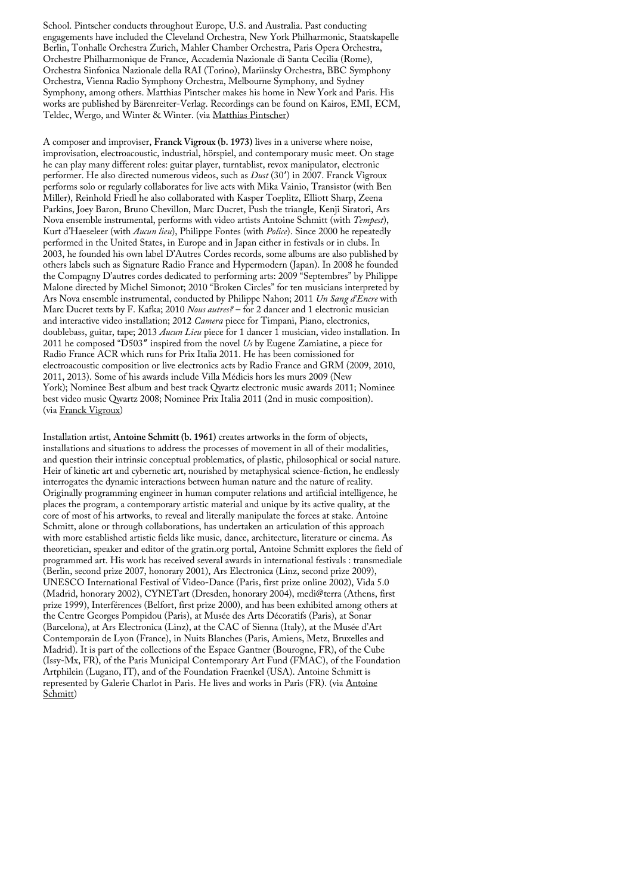School. Pintscher conducts throughout Europe, U.S. and Australia. Past conducting engagements have included the Cleveland Orchestra, New York Philharmonic, Staatskapelle Berlin, Tonhalle Orchestra Zurich, Mahler Chamber Orchestra, Paris Opera Orchestra, Orchestre Philharmonique de France, Accademia Nazionale di Santa Cecilia (Rome), Orchestra Sinfonica Nazionale della RAI (Torino), Mariinsky Orchestra, BBC Symphony Orchestra, Vienna Radio Symphony Orchestra, Melbourne Symphony, and Sydney Symphony, among others. Matthias Pintscher makes his home in New York and Paris. His works are published by Bärenreiter-Verlag. Recordings can be found on Kairos, EMI, ECM, Teldec, Wergo, and Winter & Winter. (via Matthias Pintscher)

A composer and improviser, **Franck Vigroux (b. 1973)** lives in a universe where noise, improvisation, electroacoustic, industrial, hörspiel, and contemporary music meet. On stage he can play many different roles: guitar player, turntablist, revox manipulator, electronic performer. He also directed numerous videos, such as *Dust* (30′) in 2007. Franck Vigroux performs solo or regularly collaborates for live acts with Mika Vainio, Transistor (with Ben Miller), Reinhold Friedl he also collaborated with Kasper Toeplitz, Elliott Sharp, Zeena Parkins, Joey Baron, Bruno Chevillon, Marc Ducret, Push the triangle, Kenji Siratori, Ars Nova ensemble instrumental, performs with video artists Antoine Schmitt (with *Tempest*), Kurt d'Haeseleer (with *Aucun lieu*), Philippe Fontes (with *Police*). Since 2000 he repeatedly performed in the United States, in Europe and in Japan either in festivals or in clubs. In 2003, he founded his own label D'Autres Cordes records, some albums are also published by others labels such as Signature Radio France and Hypermodern (Japan). In 2008 he founded the Compagny D'autres cordes dedicated to performing arts: 2009 "Septembres" by Philippe Malone directed by Michel Simonot; 2010 "Broken Circles" for ten musicians interpreted by Ars Nova ensemble instrumental, conducted by Philippe Nahon; 2011 *Un Sang d'Encre* with Marc Ducret texts by F. Kafka; 2010 *Nous autres?* – for 2 dancer and 1 electronic musician and interactive video installation; 2012 *Camera* piece for Timpani, Piano, electronics, doublebass, guitar, tape; 2013 *Aucun Lieu* piece for 1 dancer 1 musician, video installation. In 2011 he composed "D503″ inspired from the novel *Us* by Eugene Zamiatine, a piece for Radio France ACR which runs for Prix Italia 2011. He has been comissioned for electroacoustic composition or live electronics acts by Radio France and GRM (2009, 2010, 2011, 2013). Some of his awards include Villa Médicis hors les murs 2009 (New York); Nominee Best album and best track Qwartz electronic music awards 2011; Nominee best video music Qwartz 2008; Nominee Prix Italia 2011 (2nd in music composition). (via Franck Vigroux)

Installation artist, **Antoine Schmitt (b. 1961)** creates artworks in the form of objects, installations and situations to address the processes of movement in all of their modalities, and question their intrinsic conceptual problematics, of plastic, philosophical or social nature. Heir of kinetic art and cybernetic art, nourished by metaphysical science-fiction, he endlessly interrogates the dynamic interactions between human nature and the nature of reality. Originally programming engineer in human computer relations and artificial intelligence, he places the program, a contemporary artistic material and unique by its active quality, at the core of most of his artworks, to reveal and literally manipulate the forces at stake. Antoine Schmitt, alone or through collaborations, has undertaken an articulation of this approach with more established artistic fields like music, dance, architecture, literature or cinema. As theoretician, speaker and editor of the gratin.org portal, Antoine Schmitt explores the field of programmed art. His work has received several awards in international festivals : transmediale (Berlin, second prize 2007, honorary 2001), Ars Electronica (Linz, second prize 2009), UNESCO International Festival of Video-Dance (Paris, first prize online 2002), Vida 5.0 (Madrid, honorary 2002), CYNETart (Dresden, honorary 2004), medi@terra (Athens, first prize 1999), Interférences (Belfort, first prize 2000), and has been exhibited among others at the Centre Georges Pompidou (Paris), at Musée des Arts Décoratifs (Paris), at Sonar (Barcelona), at Ars Electronica (Linz), at the CAC of Sienna (Italy), at the Musée d'Art Contemporain de Lyon (France), in Nuits Blanches (Paris, Amiens, Metz, Bruxelles and Madrid). It is part of the collections of the Espace Gantner (Bourogne, FR), of the Cube (Issy-Mx, FR), of the Paris Municipal Contemporary Art Fund (FMAC), of the Foundation Artphilein (Lugano, IT), and of the Foundation Fraenkel (USA). Antoine Schmitt is represented by Galerie Charlot in Paris. He lives and works in Paris (FR). (via Antoine Schmitt)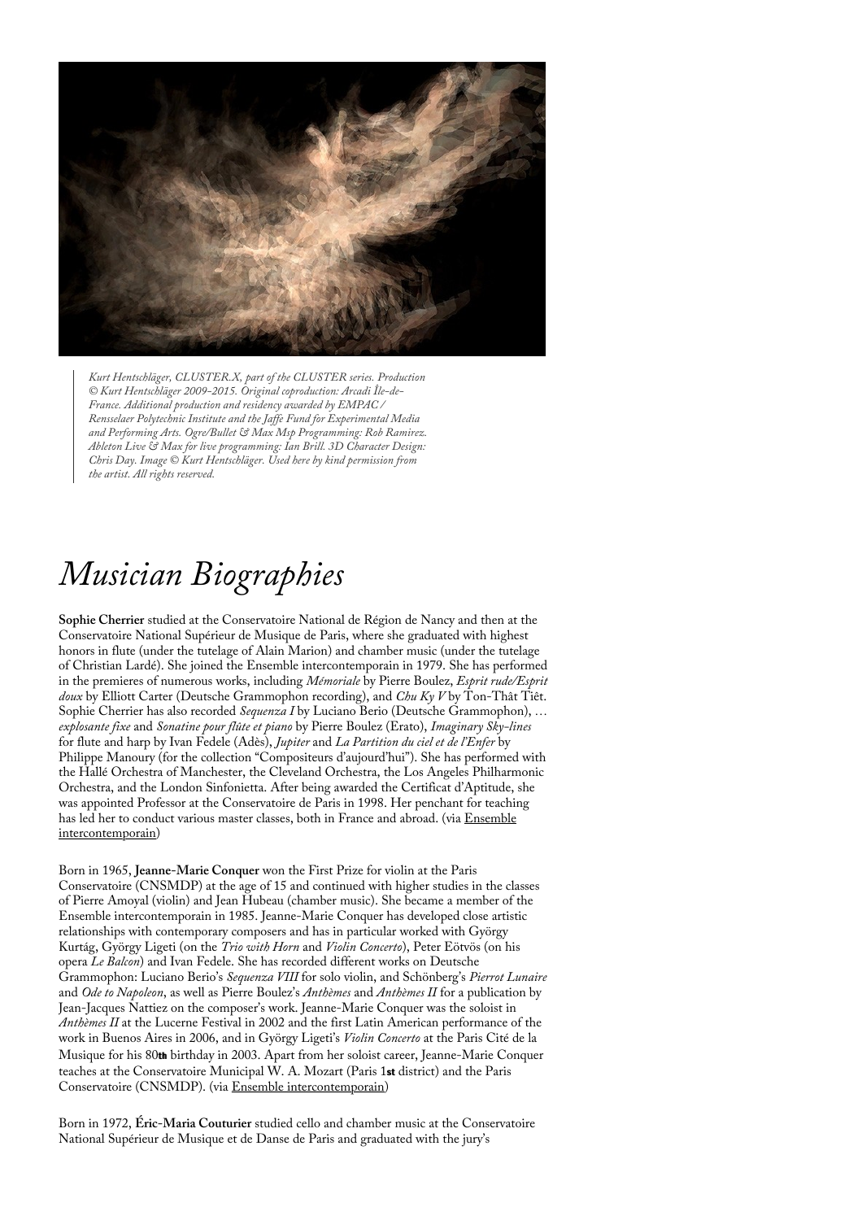*Kurt Hentschläger, CLUSTER.X, part of the CLUSTER series. Production © Kurt Hentschläger 2009-2015. Original coproduction: Arcadi Île-de-France. Additional production and residency awarded by EMPAC / Rensselaer Polytechnic Institute and the Jaffe Fund for Experimental Media and Performing Arts. Ogre/Bullet & Max Msp Programming: Rob Ramirez. Ableton Live & Max for live programming: Ian Brill. 3D Character Design: Chris Day. Image © Kurt Hentschläger. Used here by kind permission from the artist. All rights reserved.*

# *Musician Biographies*

**Sophie Cherrier** studied at the Conservatoire National de Région de Nancy and then at the Conservatoire National Supérieur de Musique de Paris, where she graduated with highest honors in flute (under the tutelage of Alain Marion) and chamber music (under the tutelage of Christian Lardé). She joined the Ensemble intercontemporain in 1979. She has performed in the premieres of numerous works, including *Mémoriale* by Pierre Boulez, *Esprit rude/Esprit doux* by Elliott Carter (Deutsche Grammophon recording), and *Chu Ky V* by Ton-Thât Tiêt. Sophie Cherrier has also recorded *Sequenza I* by Luciano Berio (Deutsche Grammophon), *…explosante fixe* and *Sonatine pour flûte et piano* by Pierre Boulez (Erato), *Imaginary Sky-lines* for flute and harp by Ivan Fedele (Adès), *Jupiter* and *La Partition du ciel et de l'Enfer* by Philippe Manoury (for the collection "Compositeurs d'aujourd'hui"). She has performed with the Hallé Orchestra of Manchester, the Cleveland Orchestra, the Los Angeles Philharmonic Orchestra, and the London Sinfonietta. After being awarded the Certificat d'Aptitude, she was appointed Professor at the Conservatoire de Paris in 1998. Her penchant for teaching has led her to conduct various master classes, both in France and abroad. (via Ensemble intercontemporain)

Born in 1965, **Jeanne-Marie Conquer** won the First Prize for violin at the Paris Conservatoire (CNSMDP) at the age of 15 and continued with higher studies in the classes of Pierre Amoyal (violin) and Jean Hubeau (chamber music). She became a member of the Ensemble intercontemporain in 1985. Jeanne-Marie Conquer has developed close artistic relationships with contemporary composers and has in particular worked with György Kurtág, György Ligeti (on the *Trio with Horn* and *Violin Concerto*), Peter Eötvös (on his opera *Le Balcon*) and Ivan Fedele. She has recorded different works on Deutsche Grammophon: Luciano Berio's *Sequenza VIII* for solo violin, and Schönberg's *Pierrot Lunaire* and *Ode to Napoleon*, as well as Pierre Boulez's *Anthèmes* and *Anthèmes II* for a publication by Jean-Jacques Nattiez on the composer's work. Jeanne-Marie Conquer was the soloist in *Anthèmes II* at the Lucerne Festival in 2002 and the first Latin American performance of the work in Buenos Aires in 2006, and in György Ligeti's *Violin Concerto* at the Paris Cité de la Musique for his 80th birthday in 2003. Apart from her soloist career, Jeanne-Marie Conquer teaches at the Conservatoire Municipal W. A. Mozart (Paris 1st district) and the Paris Conservatoire (CNSMDP). (via Ensemble intercontemporain)

Born in 1972, **Éric-Maria Couturier** studied cello and chamber music at the Conservatoire National Supérieur de Musique et de Danse de Paris and graduated with the jury's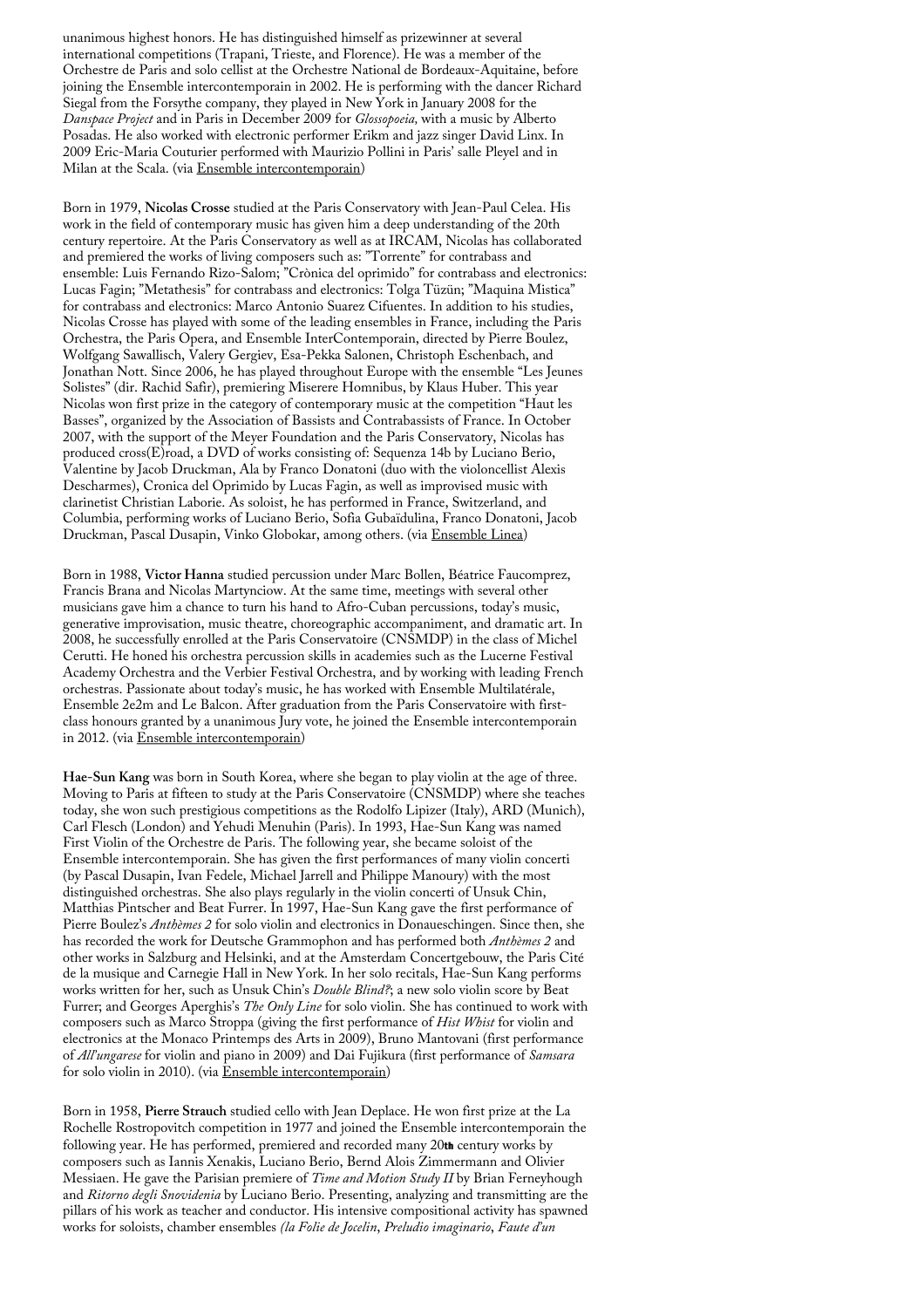unanimous highest honors. He has distinguished himself as prizewinner at several international competitions (Trapani, Trieste, and Florence). He was a member of the Orchestre de Paris and solo cellist at the Orchestre National de Bordeaux-Aquitaine, before joining the Ensemble intercontemporain in 2002. He is performing with the dancer Richard Siegal from the Forsythe company, they played in New York in January 2008 for the *Danspace Project* and in Paris in December 2009 for *Glossopoeia,* with a music by Alberto Posadas. He also worked with electronic performer Erikm and jazz singer David Linx. In 2009 Eric-Maria Couturier performed with Maurizio Pollini in Paris' salle Pleyel and in Milan at the Scala. (via Ensemble intercontemporain)

Born in 1979, **Nicolas Crosse** studied at the Paris Conservatory with Jean-Paul Celea. His work in the field of contemporary music has given him a deep understanding of the 20th century repertoire. At the Paris Conservatory as well as at IRCAM, Nicolas has collaborated and premiered the works of living composers such as: "Torrente" for contrabass and ensemble: Luis Fernando Rizo-Salom; "Crònica del oprimido" for contrabass and electronics: Lucas Fagin; "Metathesis" for contrabass and electronics: Tolga Tüzün; "Maquina Mistica" for contrabass and electronics: Marco Antonio Suarez Cifuentes. In addition to his studies, Nicolas Crosse has played with some of the leading ensembles in France, including the Paris Orchestra, the Paris Opera, and Ensemble InterContemporain, directed by Pierre Boulez, Wolfgang Sawallisch, Valery Gergiev, Esa-Pekka Salonen, Christoph Eschenbach, and Jonathan Nott. Since 2006, he has played throughout Europe with the ensemble "Les Jeunes Solistes" (dir. Rachid Safir), premiering Miserere Homnibus, by Klaus Huber. This year Nicolas won first prize in the category of contemporary music at the competition "Haut les Basses", organized by the Association of Bassists and Contrabassists of France. In October 2007, with the support of the Meyer Foundation and the Paris Conservatory, Nicolas has produced cross(E)road, a DVD of works consisting of: Sequenza 14b by Luciano Berio, Valentine by Jacob Druckman, Ala by Franco Donatoni (duo with the violoncellist Alexis Descharmes), Cronica del Oprimido by Lucas Fagin, as well as improvised music with clarinetist Christian Laborie. As soloist, he has performed in France, Switzerland, and Columbia, performing works of Luciano Berio, Sofia Gubaïdulina, Franco Donatoni, Jacob Druckman, Pascal Dusapin, Vinko Globokar, among others. (via Ensemble Linea)

Born in 1988, **Victor Hanna** studied percussion under Marc Bollen, Béatrice Faucomprez, Francis Brana and Nicolas Martynciow. At the same time, meetings with several other musicians gave him a chance to turn his hand to Afro-Cuban percussions, today's music, generative improvisation, music theatre, choreographic accompaniment, and dramatic art. In 2008, he successfully enrolled at the Paris Conservatoire (CNSMDP) in the class of Michel Cerutti. He honed his orchestra percussion skills in academies such as the Lucerne Festival Academy Orchestra and the Verbier Festival Orchestra, and by working with leading French orchestras. Passionate about today's music, he has worked with Ensemble Multilatérale, Ensemble 2e2m and Le Balcon. After graduation from the Paris Conservatoire with first-class honours granted by a unanimous Jury vote, he joined the Ensemble intercontemporain in 2012. (via Ensemble intercontemporain)

**Hae-Sun Kang** was born in South Korea, where she began to play violin at the age of three. Moving to Paris at fifteen to study at the Paris Conservatoire (CNSMDP) where she teaches today, she won such prestigious competitions as the Rodolfo Lipizer (Italy), ARD (Munich), Carl Flesch (London) and Yehudi Menuhin (Paris). In 1993, Hae-Sun Kang was named First Violin of the Orchestre de Paris. The following year, she became soloist of the Ensemble intercontemporain. She has given the first performances of many violin concerti (by Pascal Dusapin, Ivan Fedele, Michael Jarrell and Philippe Manoury) with the most distinguished orchestras. She also plays regularly in the violin concerti of Unsuk Chin, Matthias Pintscher and Beat Furrer. In 1997, Hae-Sun Kang gave the first performance of Pierre Boulez's *Anthèmes 2* for solo violin and electronics in Donaueschingen. Since then, she has recorded the work for Deutsche Grammophon and has performed both *Anthèmes 2* and other works in Salzburg and Helsinki, and at the Amsterdam Concertgebouw, the Paris Cité de la musique and Carnegie Hall in New York. In her solo recitals, Hae-Sun Kang performs works written for her, such as Unsuk Chin's *Double Blind?*; a new solo violin score by Beat Furrer; and Georges Aperghis's *The Only Line* for solo violin. She has continued to work with composers such as Marco Stroppa (giving the first performance of *Hist Whist* for violin and electronics at the Monaco Printemps des Arts in 2009), Bruno Mantovani (first performance of *All'ungarese* for violin and piano in 2009) and Dai Fujikura (first performance of *Samsara* for solo violin in 2010). (via Ensemble intercontemporain)

Born in 1958, **Pierre Strauch** studied cello with Jean Deplace. He won first prize at the La Rochelle Rostropovitch competition in 1977 and joined the Ensemble intercontemporain the following year. He has performed, premiered and recorded many 20th century works by composers such as Iannis Xenakis, Luciano Berio, Bernd Alois Zimmermann and Olivier Messiaen. He gave the Parisian premiere of *Time and Motion Study II* by Brian Ferneyhough and *Ritorno degli Snovidenia* by Luciano Berio. Presenting, analyzing and transmitting are the pillars of his work as teacher and conductor. His intensive compositional activity has spawned works for soloists, chamber ensembles *(la Folie de Jocelin*, *Preludio imaginario*, *Faute d'un*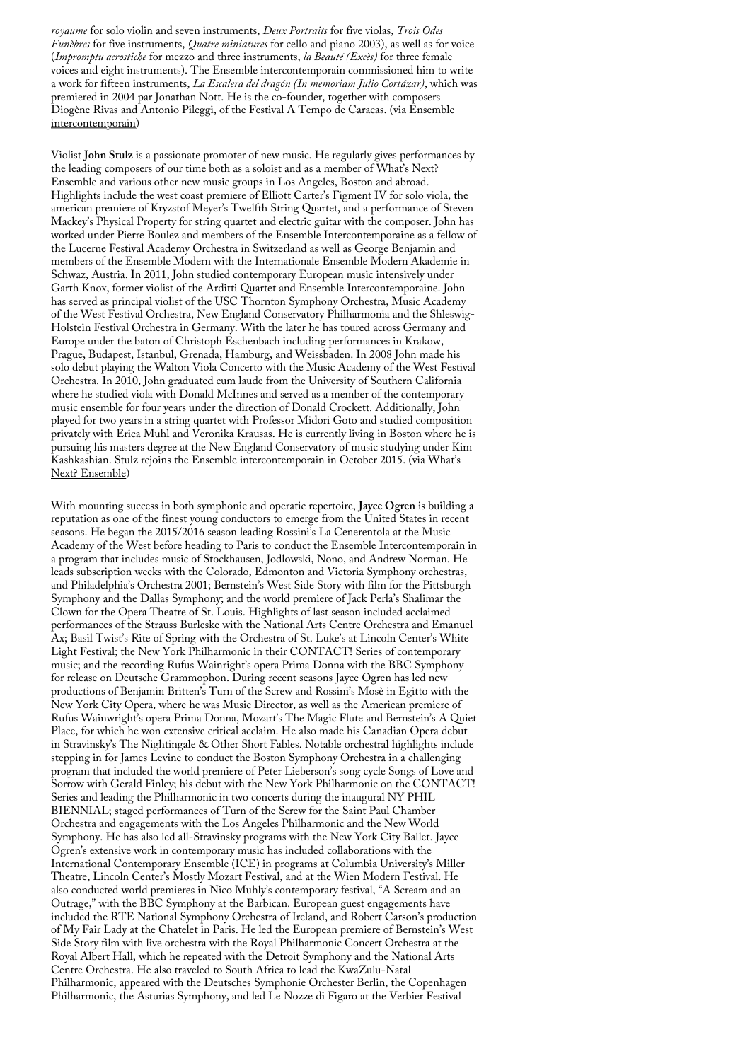*royaume* for solo violin and seven instruments, *Deux Portraits* for five violas, *Trois Odes Funèbres* for five instruments, *Quatre miniatures* for cello and piano 2003), as well as for voice (*Impromptu acrostiche* for mezzo and three instruments, *la Beauté (Excès)* for three female voices and eight instruments). The Ensemble intercontemporain commissioned him to write a work for fifteen instruments, *La Escalera del dragón (In memoriam Julio Cortázar)*, which was premiered in 2004 par Jonathan Nott. He is the co-founder, together with composers Diogène Rivas and Antonio Pileggi, of the Festival A Tempo de Caracas. (via Ensemble intercontemporain)

Violist **John Stulz** is a passionate promoter of new music. He regularly gives performances by the leading composers of our time both as a soloist and as a member of What's Next? Ensemble and various other new music groups in Los Angeles, Boston and abroad. Highlights include the west coast premiere of Elliott Carter's Figment IV for solo viola, the american premiere of Kryzstof Meyer's Twelfth String Quartet, and a performance of Steven Mackey's Physical Property for string quartet and electric guitar with the composer. John has worked under Pierre Boulez and members of the Ensemble Intercontemporaine as a fellow of the Lucerne Festival Academy Orchestra in Switzerland as well as George Benjamin and members of the Ensemble Modern with the Internationale Ensemble Modern Akademie in Schwaz, Austria. In 2011, John studied contemporary European music intensively under Garth Knox, former violist of the Arditti Quartet and Ensemble Intercontemporaine. John has served as principal violist of the USC Thornton Symphony Orchestra, Music Academy of the West Festival Orchestra, New England Conservatory Philharmonia and the Shleswig-Holstein Festival Orchestra in Germany. With the later he has toured across Germany and Europe under the baton of Christoph Eschenbach including performances in Krakow, Prague, Budapest, Istanbul, Grenada, Hamburg, and Weissbaden. In 2008 John made his solo debut playing the Walton Viola Concerto with the Music Academy of the West Festival Orchestra. In 2010, John graduated cum laude from the University of Southern California where he studied viola with Donald McInnes and served as a member of the contemporary music ensemble for four years under the direction of Donald Crockett. Additionally, John played for two years in a string quartet with Professor Midori Goto and studied composition privately with Erica Muhl and Veronika Krausas. He is currently living in Boston where he is pursuing his masters degree at the New England Conservatory of music studying under Kim Kashkashian. Stulz rejoins the Ensemble intercontemporain in October 2015. (via What's Next? Ensemble)

With mounting success in both symphonic and operatic repertoire, **Jayce Ogren** is building a reputation as one of the finest young conductors to emerge from the United States in recent seasons. He began the 2015/2016 season leading Rossini's La Cenerentola at the Music Academy of the West before heading to Paris to conduct the Ensemble Intercontemporain in a program that includes music of Stockhausen, Jodlowski, Nono, and Andrew Norman. He leads subscription weeks with the Colorado, Edmonton and Victoria Symphony orchestras, and Philadelphia's Orchestra 2001; Bernstein's West Side Story with film for the Pittsburgh Symphony and the Dallas Symphony; and the world premiere of Jack Perla's Shalimar the Clown for the Opera Theatre of St. Louis. Highlights of last season included acclaimed performances of the Strauss Burleske with the National Arts Centre Orchestra and Emanuel Ax; Basil Twist's Rite of Spring with the Orchestra of St. Luke's at Lincoln Center's White Light Festival; the New York Philharmonic in their CONTACT! Series of contemporary music; and the recording Rufus Wainright's opera Prima Donna with the BBC Symphony for release on Deutsche Grammophon. During recent seasons Jayce Ogren has led new productions of Benjamin Britten's Turn of the Screw and Rossini's Mosè in Egitto with the New York City Opera, where he was Music Director, as well as the American premiere of Rufus Wainwright's opera Prima Donna, Mozart's The Magic Flute and Bernstein's A Quiet Place, for which he won extensive critical acclaim. He also made his Canadian Opera debut in Stravinsky's The Nightingale & Other Short Fables. Notable orchestral highlights include stepping in for James Levine to conduct the Boston Symphony Orchestra in a challenging program that included the world premiere of Peter Lieberson's song cycle Songs of Love and Sorrow with Gerald Finley; his debut with the New York Philharmonic on the CONTACT! Series and leading the Philharmonic in two concerts during the inaugural NY PHIL BIENNIAL; staged performances of Turn of the Screw for the Saint Paul Chamber Orchestra and engagements with the Los Angeles Philharmonic and the New World Symphony. He has also led all-Stravinsky programs with the New York City Ballet. Jayce Ogren's extensive work in contemporary music has included collaborations with the International Contemporary Ensemble (ICE) in programs at Columbia University's Miller Theatre, Lincoln Center's Mostly Mozart Festival, and at the Wien Modern Festival. He also conducted world premieres in Nico Muhly's contemporary festival, "A Scream and an Outrage," with the BBC Symphony at the Barbican. European guest engagements have included the RTE National Symphony Orchestra of Ireland, and Robert Carson's production of My Fair Lady at the Chatelet in Paris. He led the European premiere of Bernstein's West Side Story film with live orchestra with the Royal Philharmonic Concert Orchestra at the Royal Albert Hall, which he repeated with the Detroit Symphony and the National Arts Centre Orchestra. He also traveled to South Africa to lead the KwaZulu-Natal Philharmonic, appeared with the Deutsches Symphonie Orchester Berlin, the Copenhagen Philharmonic, the Asturias Symphony, and led Le Nozze di Figaro at the Verbier Festival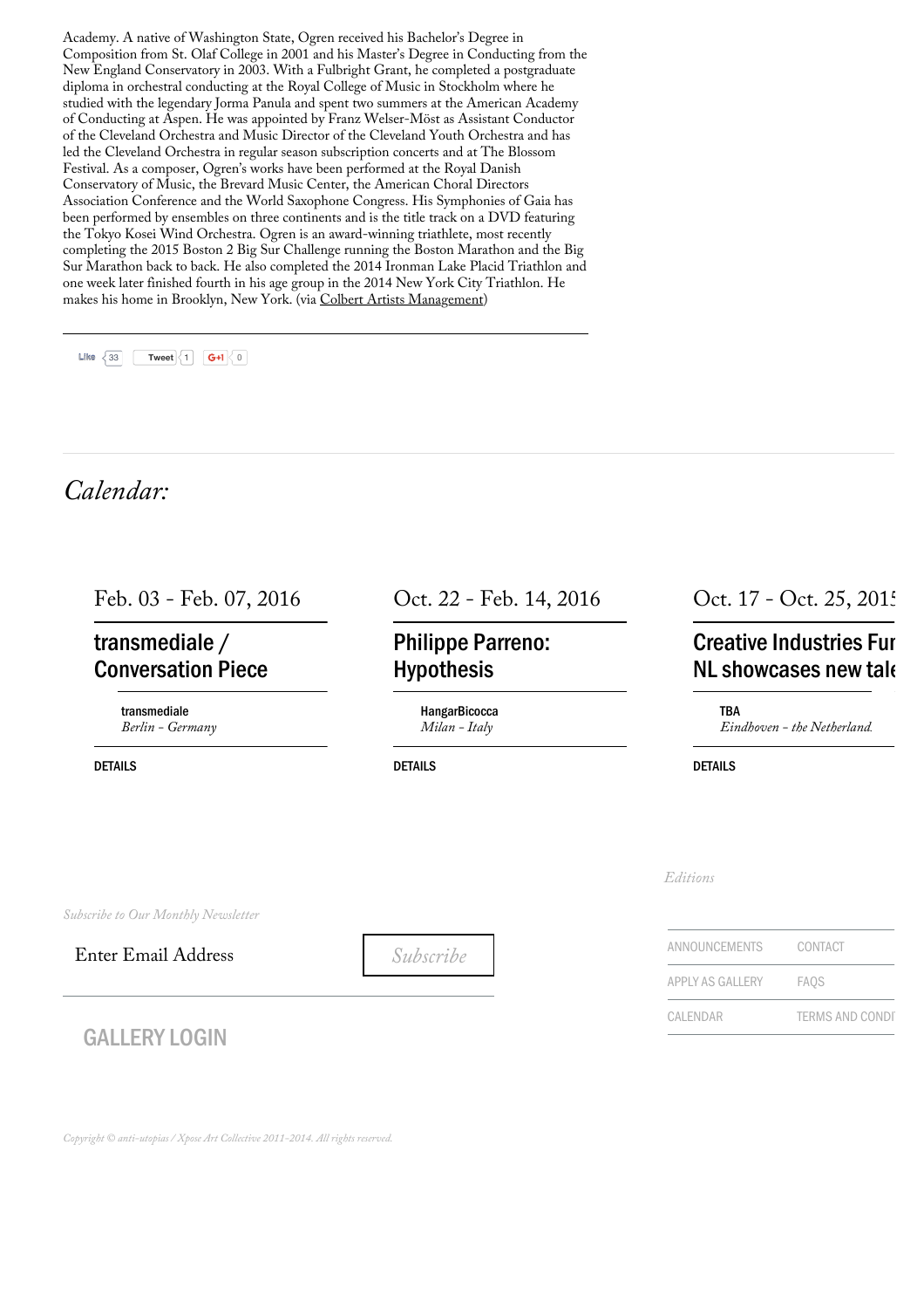Academy. A native of Washington State, Ogren received his Bachelor's Degree in Composition from St. Olaf College in 2001 and his Master's Degree in Conducting from the New England Conservatory in 2003. With a Fulbright Grant, he completed a postgraduate diploma in orchestral conducting at the Royal College of Music in Stockholm where he studied with the legendary Jorma Panula and spent two summers at the American Academy of Conducting at Aspen. He was appointed by Franz Welser-Möst as Assistant Conductor of the Cleveland Orchestra and Music Director of the Cleveland Youth Orchestra and has led the Cleveland Orchestra in regular season subscription concerts and at The Blossom Festival. As a composer, Ogren's works have been performed at the Royal Danish Conservatory of Music, the Brevard Music Center, the American Choral Directors Association Conference and the World Saxophone Congress. His Symphonies of Gaia has been performed by ensembles on three continents and is the title track on a DVD featuring the Tokyo Kosei Wind Orchestra. Ogren is an award-winning triathlete, most recently completing the 2015 Boston 2 Big Sur Challenge running the Boston Marathon and the Big Sur Marathon back to back. He also completed the 2014 Ironman Lake Placid Triathlon and one week later finished fourth in his age group in the 2014 New York City Triathlon. He makes his home in Brooklyn, New York. (via Colbert Artists Management)

Like 33 Tweet 1 G+1 0

## *Calendar:*

Feb. 03 - Feb. 07, 2016

### transmediale / Conversation Piece

transmediale
*Berlin - Germany*

DETAILS

Oct. 22 - Feb. 14, 2016

### Philippe Parreno: Hypothesis

HangarBicocca
*Milan - Italy*

DETAILS

Oct. 17 - Oct. 25, 2015

### Creative Industries Fur NL showcases new tale

TBA
*Eindhoven - the Netherland*

DETAILS

*Subscribe to Our Monthly Newsletter*

Enter Email Address

*Subscribe*

GALLERY LOGIN

*Editions*

| | |
|---|---|
| ANNOUNCEMENTS | CONTACT |
| APPLY AS GALLERY | FAQS |
| CALENDAR | TERMS AND CONDI |

*Copyright © anti-utopias / Xpose Art Collective 2011-2014. All rights reserved.*